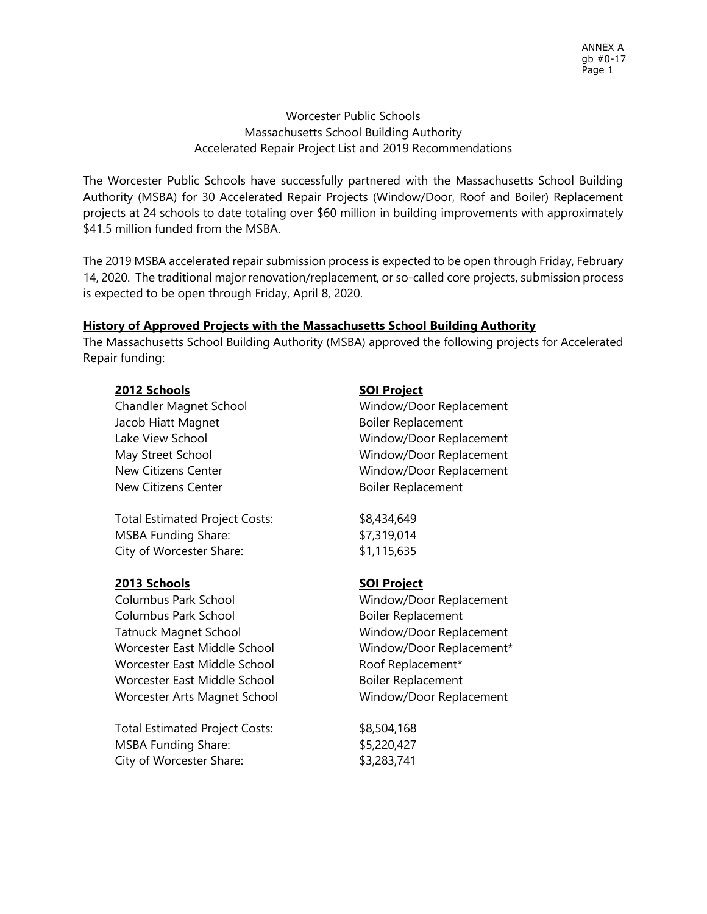Worcester Public Schools
Massachusetts School Building Authority
Accelerated Repair Project List and 2019 Recommendations

The Worcester Public Schools have successfully partnered with the Massachusetts School Building Authority (MSBA) for 30 Accelerated Repair Projects (Window/Door, Roof and Boiler) Replacement projects at 24 schools to date totaling over $60 million in building improvements with approximately $41.5 million funded from the MSBA.

The 2019 MSBA accelerated repair submission process is expected to be open through Friday, February 14, 2020. The traditional major renovation/replacement, or so-called core projects, submission process is expected to be open through Friday, April 8, 2020.

**History of Approved Projects with the Massachusetts School Building Authority**

The Massachusetts School Building Authority (MSBA) approved the following projects for Accelerated Repair funding:

| **2012 Schools** | **SOI Project** |
|---|---|
| Chandler Magnet School | Window/Door Replacement |
| Jacob Hiatt Magnet | Boiler Replacement |
| Lake View School | Window/Door Replacement |
| May Street School | Window/Door Replacement |
| New Citizens Center | Window/Door Replacement |
| New Citizens Center | Boiler Replacement |
| | |
| Total Estimated Project Costs: | $8,434,649 |
| MSBA Funding Share: | $7,319,014 |
| City of Worcester Share: | $1,115,635 |

| **2013 Schools** | **SOI Project** |
|---|---|
| Columbus Park School | Window/Door Replacement |
| Columbus Park School | Boiler Replacement |
| Tatnuck Magnet School | Window/Door Replacement |
| Worcester East Middle School | Window/Door Replacement* |
| Worcester East Middle School | Roof Replacement* |
| Worcester East Middle School | Boiler Replacement |
| Worcester Arts Magnet School | Window/Door Replacement |
| | |
| Total Estimated Project Costs: | $8,504,168 |
| MSBA Funding Share: | $5,220,427 |
| City of Worcester Share: | $3,283,741 |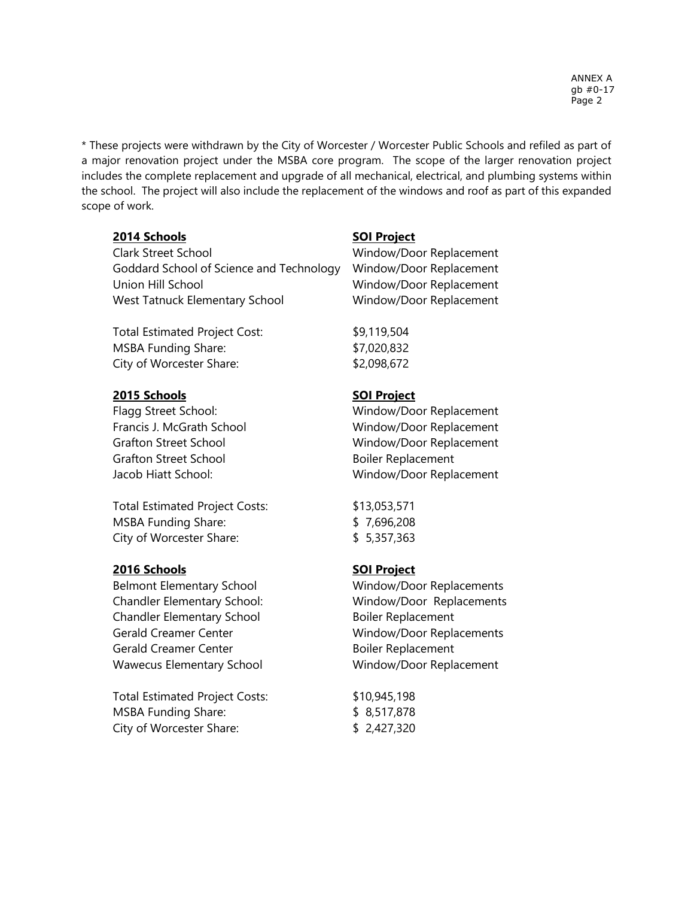* These projects were withdrawn by the City of Worcester / Worcester Public Schools and refiled as part of a major renovation project under the MSBA core program. The scope of the larger renovation project includes the complete replacement and upgrade of all mechanical, electrical, and plumbing systems within the school. The project will also include the replacement of the windows and roof as part of this expanded scope of work.

| **2014 Schools** | **SOI Project** |
|---|---|
| Clark Street School | Window/Door Replacement |
| Goddard School of Science and Technology | Window/Door Replacement |
| Union Hill School | Window/Door Replacement |
| West Tatnuck Elementary School | Window/Door Replacement |

Total Estimated Project Cost: $9,119,504
MSBA Funding Share: $7,020,832
City of Worcester Share: $2,098,672

| **2015 Schools** | **SOI Project** |
|---|---|
| Flagg Street School: | Window/Door Replacement |
| Francis J. McGrath School | Window/Door Replacement |
| Grafton Street School | Window/Door Replacement |
| Grafton Street School | Boiler Replacement |
| Jacob Hiatt School: | Window/Door Replacement |

Total Estimated Project Costs: $13,053,571
MSBA Funding Share: $ 7,696,208
City of Worcester Share: $ 5,357,363

| **2016 Schools** | **SOI Project** |
|---|---|
| Belmont Elementary School | Window/Door Replacements |
| Chandler Elementary School: | Window/Door Replacements |
| Chandler Elementary School | Boiler Replacement |
| Gerald Creamer Center | Window/Door Replacements |
| Gerald Creamer Center | Boiler Replacement |
| Wawecus Elementary School | Window/Door Replacement |

Total Estimated Project Costs: $10,945,198
MSBA Funding Share: $ 8,517,878
City of Worcester Share: $ 2,427,320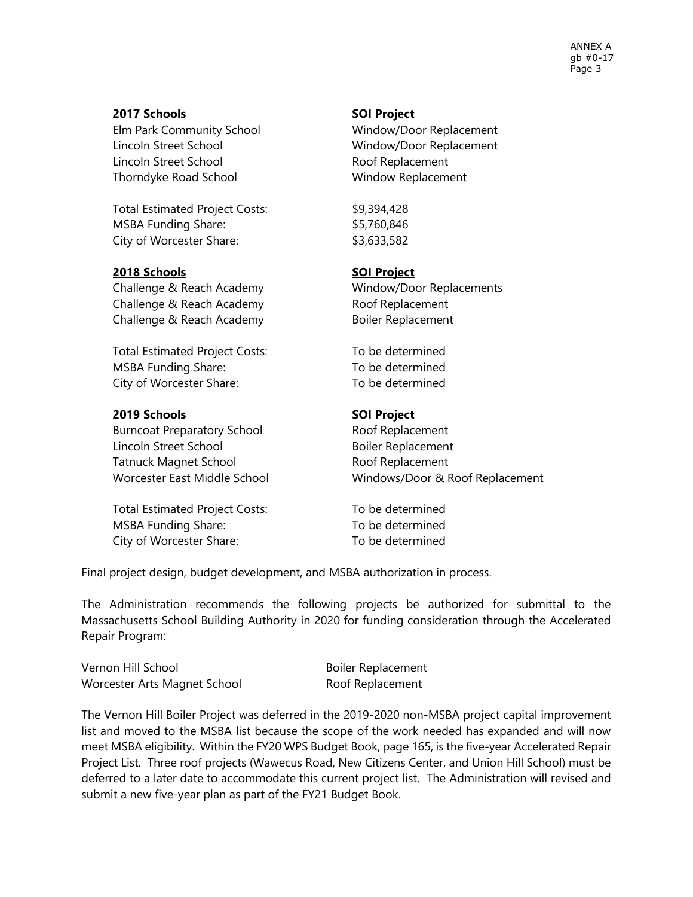| **2017 Schools** | **SOI Project** |
|---|---|
| Elm Park Community School | Window/Door Replacement |
| Lincoln Street School | Window/Door Replacement |
| Lincoln Street School | Roof Replacement |
| Thorndyke Road School | Window Replacement |
| | |
| Total Estimated Project Costs: | $9,394,428 |
| MSBA Funding Share: | $5,760,846 |
| City of Worcester Share: | $3,633,582 |

| **2018 Schools** | **SOI Project** |
|---|---|
| Challenge & Reach Academy | Window/Door Replacements |
| Challenge & Reach Academy | Roof Replacement |
| Challenge & Reach Academy | Boiler Replacement |
| | |
| Total Estimated Project Costs: | To be determined |
| MSBA Funding Share: | To be determined |
| City of Worcester Share: | To be determined |

| **2019 Schools** | **SOI Project** |
|---|---|
| Burncoat Preparatory School | Roof Replacement |
| Lincoln Street School | Boiler Replacement |
| Tatnuck Magnet School | Roof Replacement |
| Worcester East Middle School | Windows/Door & Roof Replacement |
| | |
| Total Estimated Project Costs: | To be determined |
| MSBA Funding Share: | To be determined |
| City of Worcester Share: | To be determined |

Final project design, budget development, and MSBA authorization in process.

The Administration recommends the following projects be authorized for submittal to the Massachusetts School Building Authority in 2020 for funding consideration through the Accelerated Repair Program:

| | |
|---|---|
| Vernon Hill School | Boiler Replacement |
| Worcester Arts Magnet School | Roof Replacement |

The Vernon Hill Boiler Project was deferred in the 2019-2020 non-MSBA project capital improvement list and moved to the MSBA list because the scope of the work needed has expanded and will now meet MSBA eligibility. Within the FY20 WPS Budget Book, page 165, is the five-year Accelerated Repair Project List. Three roof projects (Wawecus Road, New Citizens Center, and Union Hill School) must be deferred to a later date to accommodate this current project list. The Administration will revised and submit a new five-year plan as part of the FY21 Budget Book.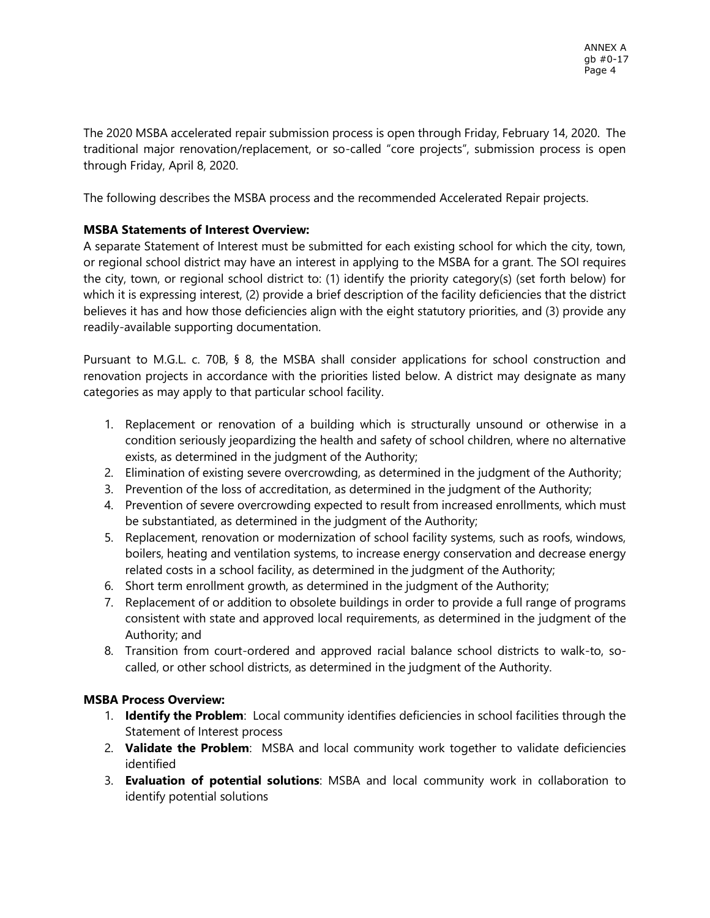The 2020 MSBA accelerated repair submission process is open through Friday, February 14, 2020. The traditional major renovation/replacement, or so-called "core projects", submission process is open through Friday, April 8, 2020.

The following describes the MSBA process and the recommended Accelerated Repair projects.

**MSBA Statements of Interest Overview:**
A separate Statement of Interest must be submitted for each existing school for which the city, town, or regional school district may have an interest in applying to the MSBA for a grant. The SOI requires the city, town, or regional school district to: (1) identify the priority category(s) (set forth below) for which it is expressing interest, (2) provide a brief description of the facility deficiencies that the district believes it has and how those deficiencies align with the eight statutory priorities, and (3) provide any readily-available supporting documentation.

Pursuant to M.G.L. c. 70B, § 8, the MSBA shall consider applications for school construction and renovation projects in accordance with the priorities listed below. A district may designate as many categories as may apply to that particular school facility.

1. Replacement or renovation of a building which is structurally unsound or otherwise in a condition seriously jeopardizing the health and safety of school children, where no alternative exists, as determined in the judgment of the Authority;
2. Elimination of existing severe overcrowding, as determined in the judgment of the Authority;
3. Prevention of the loss of accreditation, as determined in the judgment of the Authority;
4. Prevention of severe overcrowding expected to result from increased enrollments, which must be substantiated, as determined in the judgment of the Authority;
5. Replacement, renovation or modernization of school facility systems, such as roofs, windows, boilers, heating and ventilation systems, to increase energy conservation and decrease energy related costs in a school facility, as determined in the judgment of the Authority;
6. Short term enrollment growth, as determined in the judgment of the Authority;
7. Replacement of or addition to obsolete buildings in order to provide a full range of programs consistent with state and approved local requirements, as determined in the judgment of the Authority; and
8. Transition from court-ordered and approved racial balance school districts to walk-to, so-called, or other school districts, as determined in the judgment of the Authority.

**MSBA Process Overview:**

1. **Identify the Problem**: Local community identifies deficiencies in school facilities through the Statement of Interest process
2. **Validate the Problem**: MSBA and local community work together to validate deficiencies identified
3. **Evaluation of potential solutions**: MSBA and local community work in collaboration to identify potential solutions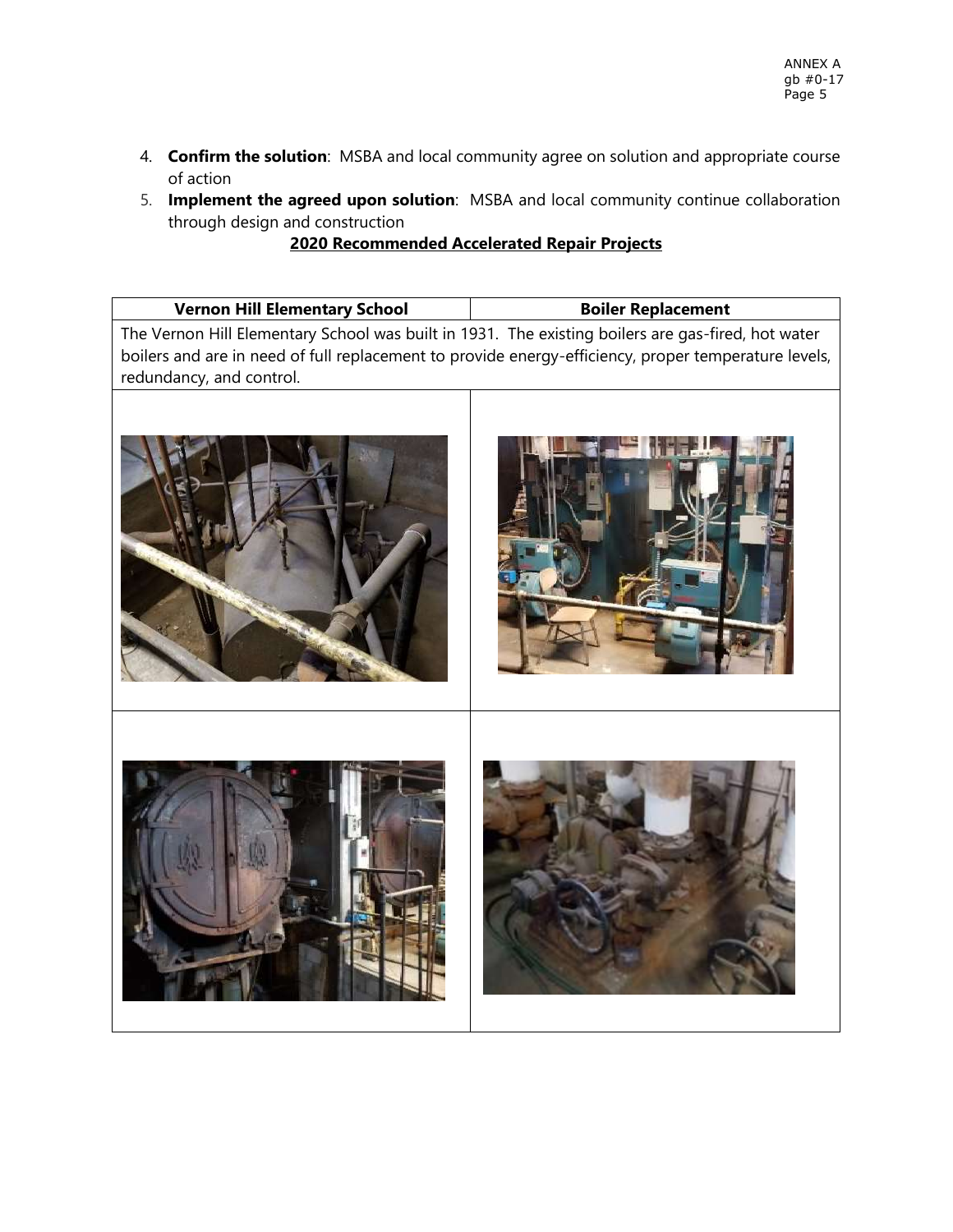4. **Confirm the solution**: MSBA and local community agree on solution and appropriate course of action
5. **Implement the agreed upon solution**: MSBA and local community continue collaboration through design and construction

## 2020 Recommended Accelerated Repair Projects

| Vernon Hill Elementary School | Boiler Replacement |
| --- | --- |
| The Vernon Hill Elementary School was built in 1931. The existing boilers are gas-fired, hot water boilers and are in need of full replacement to provide energy-efficiency, proper temperature levels, redundancy, and control. | |
| | |
| | |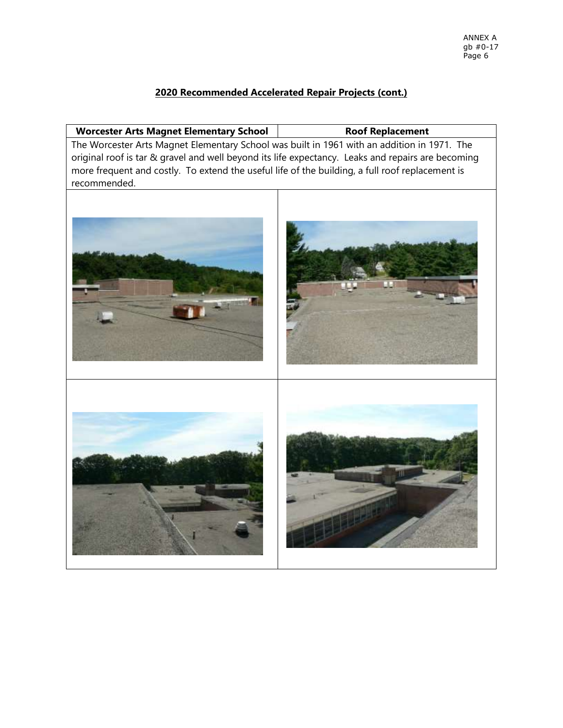## 2020 Recommended Accelerated Repair Projects (cont.)

| Worcester Arts Magnet Elementary School | Roof Replacement |
| --- | --- |
| The Worcester Arts Magnet Elementary School was built in 1961 with an addition in 1971. The original roof is tar & gravel and well beyond its life expectancy. Leaks and repairs are becoming more frequent and costly. To extend the useful life of the building, a full roof replacement is recommended. | |